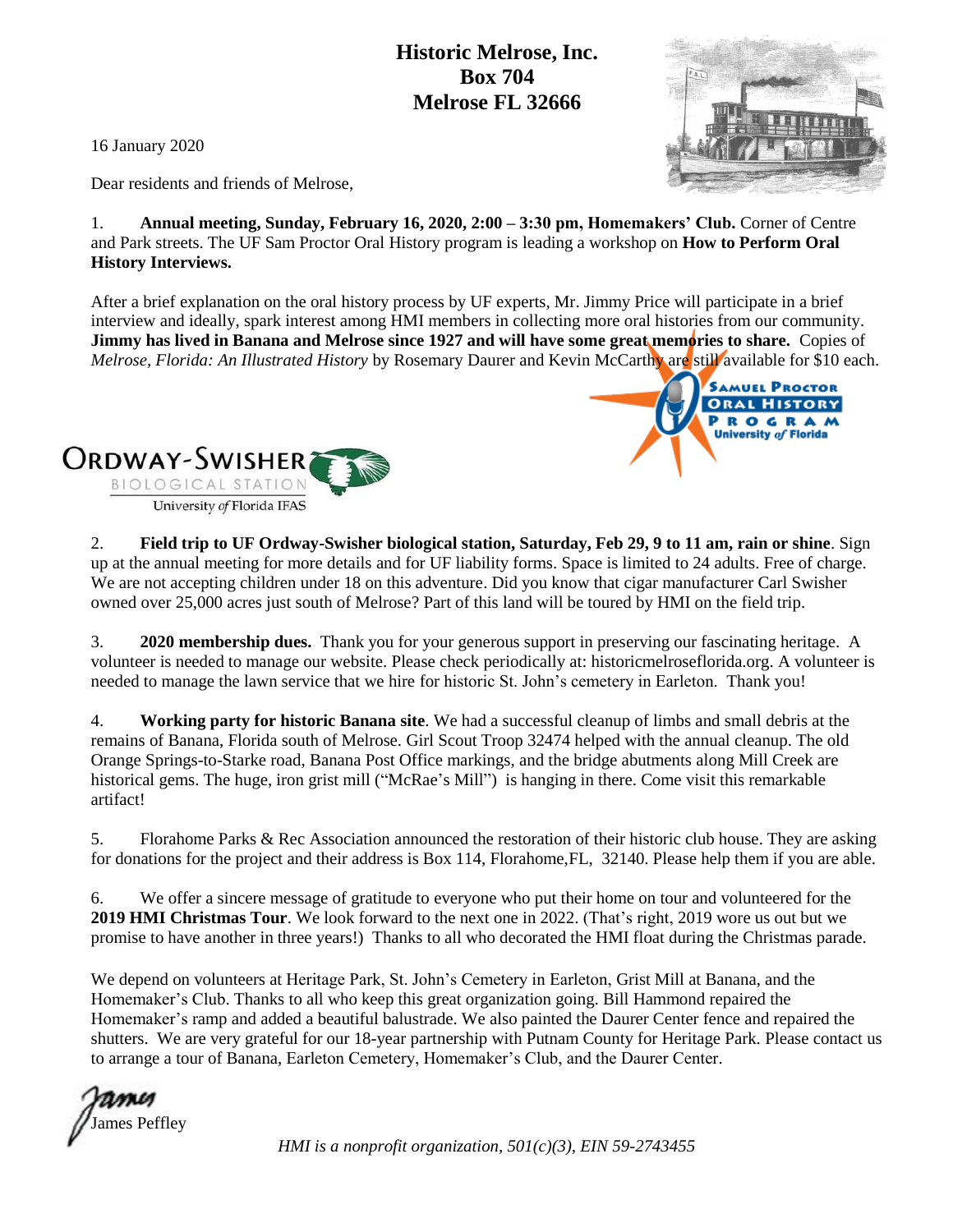**Historic Melrose, Inc.**
**Box 704**
**Melrose FL 32666**

16 January 2020

Dear residents and friends of Melrose,

1. **Annual meeting, Sunday, February 16, 2020, 2:00 – 3:30 pm, Homemakers' Club.** Corner of Centre and Park streets. The UF Sam Proctor Oral History program is leading a workshop on **How to Perform Oral History Interviews.**

After a brief explanation on the oral history process by UF experts, Mr. Jimmy Price will participate in a brief interview and ideally, spark interest among HMI members in collecting more oral histories from our community. **Jimmy has lived in Banana and Melrose since 1927 and will have some great memories to share.** Copies of *Melrose, Florida: An Illustrated History* by Rosemary Daurer and Kevin McCarthy are still available for $10 each.

2. **Field trip to UF Ordway-Swisher biological station, Saturday, Feb 29, 9 to 11 am, rain or shine**. Sign up at the annual meeting for more details and for UF liability forms. Space is limited to 24 adults. Free of charge. We are not accepting children under 18 on this adventure. Did you know that cigar manufacturer Carl Swisher owned over 25,000 acres just south of Melrose? Part of this land will be toured by HMI on the field trip.

3. **2020 membership dues.** Thank you for your generous support in preserving our fascinating heritage. A volunteer is needed to manage our website. Please check periodically at: historicmelroseflorida.org. A volunteer is needed to manage the lawn service that we hire for historic St. John's cemetery in Earleton. Thank you!

4. **Working party for historic Banana site**. We had a successful cleanup of limbs and small debris at the remains of Banana, Florida south of Melrose. Girl Scout Troop 32474 helped with the annual cleanup. The old Orange Springs-to-Starke road, Banana Post Office markings, and the bridge abutments along Mill Creek are historical gems. The huge, iron grist mill ("McRae's Mill") is hanging in there. Come visit this remarkable artifact!

5. Florahome Parks & Rec Association announced the restoration of their historic club house. They are asking for donations for the project and their address is Box 114, Florahome,FL, 32140. Please help them if you are able.

6. We offer a sincere message of gratitude to everyone who put their home on tour and volunteered for the **2019 HMI Christmas Tour**. We look forward to the next one in 2022. (That's right, 2019 wore us out but we promise to have another in three years!) Thanks to all who decorated the HMI float during the Christmas parade.

We depend on volunteers at Heritage Park, St. John's Cemetery in Earleton, Grist Mill at Banana, and the Homemaker's Club. Thanks to all who keep this great organization going. Bill Hammond repaired the Homemaker's ramp and added a beautiful balustrade. We also painted the Daurer Center fence and repaired the shutters. We are very grateful for our 18-year partnership with Putnam County for Heritage Park. Please contact us to arrange a tour of Banana, Earleton Cemetery, Homemaker's Club, and the Daurer Center.

James
James Peffley

*HMI is a nonprofit organization, 501(c)(3), EIN 59-2743455*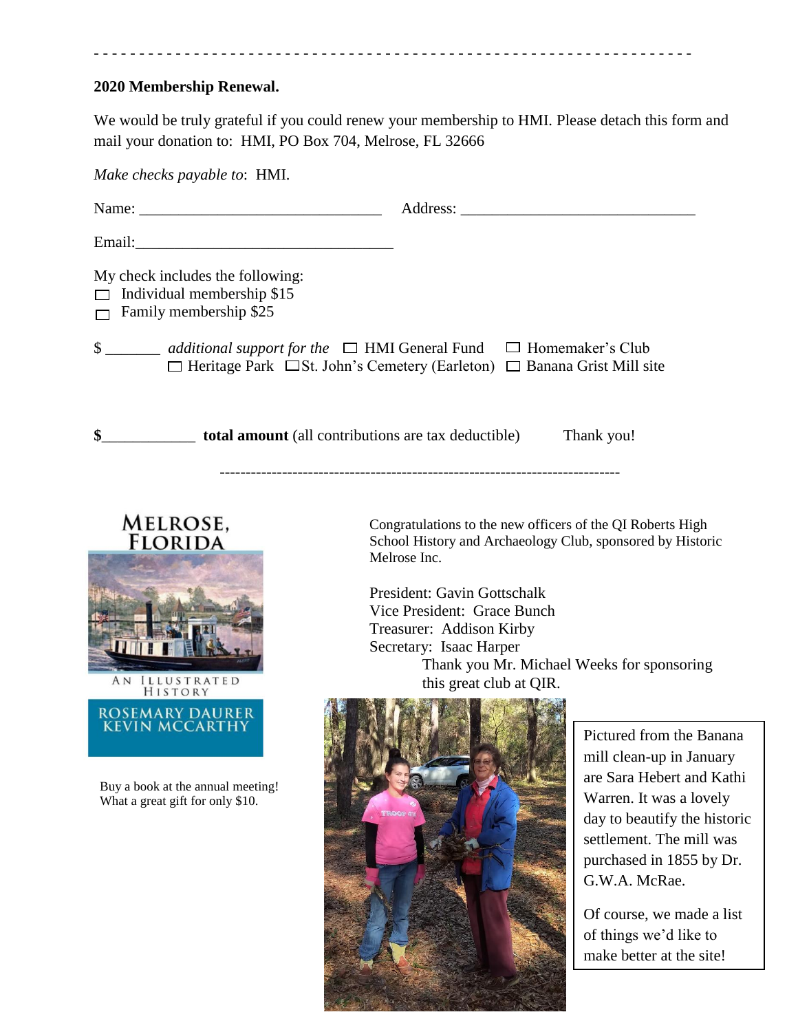**2020 Membership Renewal.**

We would be truly grateful if you could renew your membership to HMI. Please detach this form and mail your donation to: HMI, PO Box 704, Melrose, FL 32666

*Make checks payable to*: HMI.

Name: _______________________________ Address: ______________________________

Email:_________________________________

My check includes the following:

- ☐ Individual membership $15
- ☐ Family membership $25

$ _______ *additional support for the* ☐ HMI General Fund ☐ Homemaker's Club ☐ Heritage Park ☐ St. John's Cemetery (Earleton) ☐ Banana Grist Mill site

**$**____________ **total amount** (all contributions are tax deductible) Thank you!

---

MELROSE, FLORIDA

AN ILLUSTRATED HISTORY

ROSEMARY DAURER KEVIN MCCARTHY

Buy a book at the annual meeting! What a great gift for only $10.

Congratulations to the new officers of the QI Roberts High School History and Archaeology Club, sponsored by Historic Melrose Inc.

President: Gavin Gottschalk
Vice President: Grace Bunch
Treasurer: Addison Kirby
Secretary: Isaac Harper

Thank you Mr. Michael Weeks for sponsoring this great club at QIR.

Pictured from the Banana mill clean-up in January are Sara Hebert and Kathi Warren. It was a lovely day to beautify the historic settlement. The mill was purchased in 1855 by Dr. G.W.A. McRae.

Of course, we made a list of things we'd like to make better at the site!